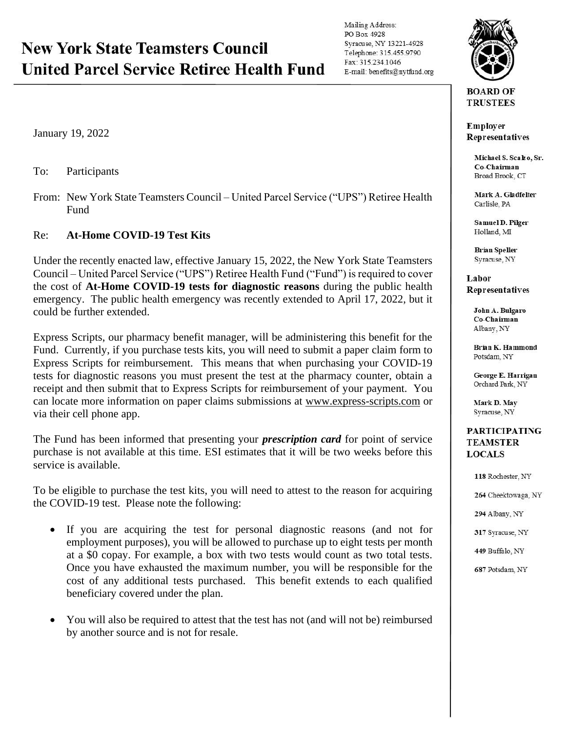# New York State Teamsters Council United Parcel Service Retiree Health Fund

Mailing Address:
PO Box 4928
Syracuse, NY 13221-4928
Telephone: 315.455.9790
Fax: 315.234.1046
E-mail: benefits@nytfund.org

**BOARD OF TRUSTEES**

**Employer Representatives**

**Michael S. Scalzo, Sr.**
**Co-Chairman**
Broad Brook, CT

**Mark A. Gladfelter**
Carlisle, PA

**Samuel D. Pilger**
Holland, MI

**Brian Speller**
Syracuse, NY

**Labor Representatives**

**John A. Bulgaro**
**Co-Chairman**
Albany, NY

**Brian K. Hammond**
Potsdam, NY

**George E. Harrigan**
Orchard Park, NY

**Mark D. May**
Syracuse, NY

**PARTICIPATING TEAMSTER LOCALS**

**118** Rochester, NY

**264** Cheektowaga, NY

**294** Albany, NY

**317** Syracuse, NY

**449** Buffalo, NY

**687** Potsdam, NY

January 19, 2022

To: Participants

From: New York State Teamsters Council – United Parcel Service ("UPS") Retiree Health Fund

Re: **At-Home COVID-19 Test Kits**

Under the recently enacted law, effective January 15, 2022, the New York State Teamsters Council – United Parcel Service ("UPS") Retiree Health Fund ("Fund") is required to cover the cost of **At-Home COVID-19 tests for diagnostic reasons** during the public health emergency. The public health emergency was recently extended to April 17, 2022, but it could be further extended.

Express Scripts, our pharmacy benefit manager, will be administering this benefit for the Fund. Currently, if you purchase tests kits, you will need to submit a paper claim form to Express Scripts for reimbursement. This means that when purchasing your COVID-19 tests for diagnostic reasons you must present the test at the pharmacy counter, obtain a receipt and then submit that to Express Scripts for reimbursement of your payment. You can locate more information on paper claims submissions at www.express-scripts.com or via their cell phone app.

The Fund has been informed that presenting your ***prescription card*** for point of service purchase is not available at this time. ESI estimates that it will be two weeks before this service is available.

To be eligible to purchase the test kits, you will need to attest to the reason for acquiring the COVID-19 test. Please note the following:

- If you are acquiring the test for personal diagnostic reasons (and not for employment purposes), you will be allowed to purchase up to eight tests per month at a $0 copay. For example, a box with two tests would count as two total tests. Once you have exhausted the maximum number, you will be responsible for the cost of any additional tests purchased. This benefit extends to each qualified beneficiary covered under the plan.

- You will also be required to attest that the test has not (and will not be) reimbursed by another source and is not for resale.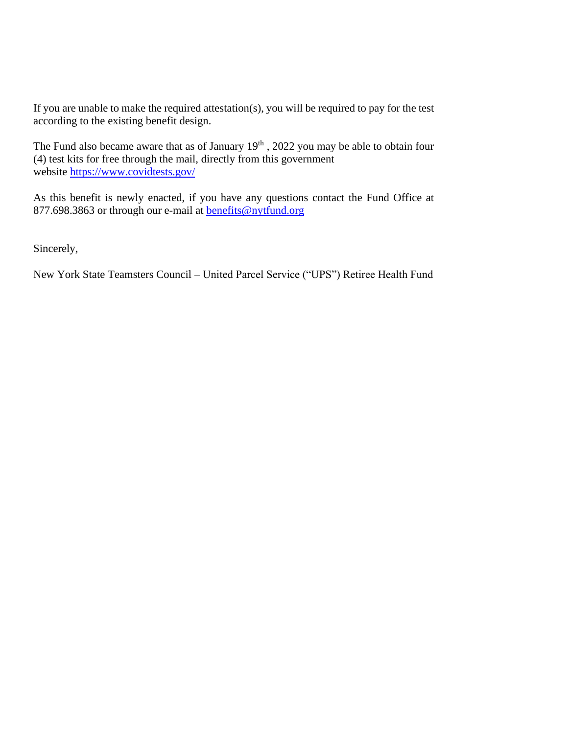If you are unable to make the required attestation(s), you will be required to pay for the test according to the existing benefit design.

The Fund also became aware that as of January 19th , 2022 you may be able to obtain four (4) test kits for free through the mail, directly from this government website https://www.covidtests.gov/

As this benefit is newly enacted, if you have any questions contact the Fund Office at 877.698.3863 or through our e-mail at benefits@nytfund.org

Sincerely,

New York State Teamsters Council – United Parcel Service ("UPS") Retiree Health Fund